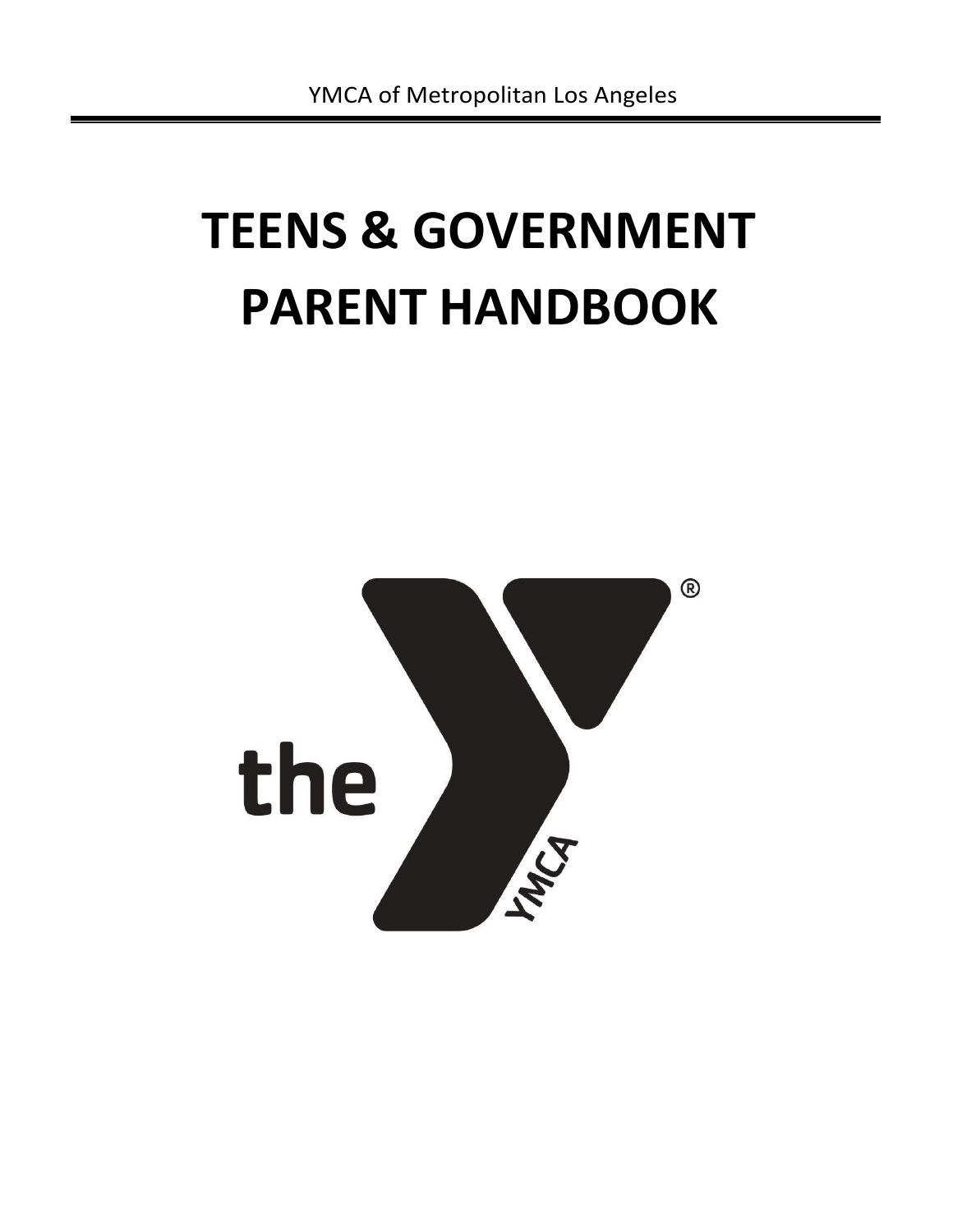YMCA of Metropolitan Los Angeles

# TEENS & GOVERNMENT PARENT HANDBOOK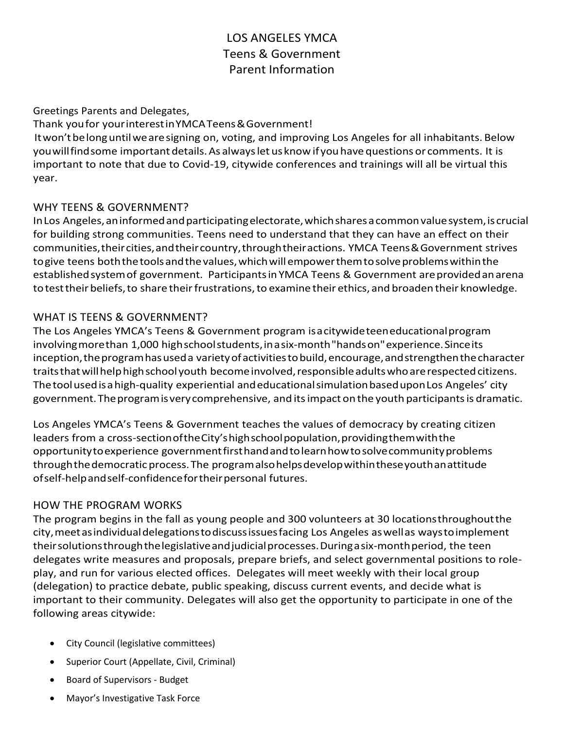# LOS ANGELES YMCA
# Teens & Government
# Parent Information

Greetings Parents and Delegates,

Thank you for your interest in YMCA Teens & Government!

It won't be long until we are signing on, voting, and improving Los Angeles for all inhabitants. Below you will find some important details. As always let us know if you have questions or comments. It is important to note that due to Covid-19, citywide conferences and trainings will all be virtual this year.

## WHY TEENS & GOVERNMENT?

In Los Angeles, an informed and participating electorate, which shares a common value system, is crucial for building strong communities. Teens need to understand that they can have an effect on their communities, their cities, and their country, through their actions. YMCA Teens & Government strives to give teens both the tools and the values, which will empower them to solve problems within the established system of government. Participants in YMCA Teens & Government are provided an arena to test their beliefs, to share their frustrations, to examine their ethics, and broaden their knowledge.

## WHAT IS TEENS & GOVERNMENT?

The Los Angeles YMCA's Teens & Government program is a citywide teen educational program involving more than 1,000 high school students, in a six-month "hands on" experience. Since its inception, the program has used a variety of activities to build, encourage, and strengthen the character traits that will help high school youth become involved, responsible adults who are respected citizens. The tool used is a high-quality experiential and educational simulation based upon Los Angeles' city government. The program is very comprehensive, and its impact on the youth participants is dramatic.

Los Angeles YMCA's Teens & Government teaches the values of democracy by creating citizen leaders from a cross-section of the City's high school population, providing them with the opportunity to experience government first hand and to learn how to solve community problems through the democratic process. The program also helps develop within these youth an attitude of self-help and self-confidence for their personal futures.

## HOW THE PROGRAM WORKS

The program begins in the fall as young people and 300 volunteers at 30 locations throughout the city, meet as individual delegations to discuss issues facing Los Angeles as well as ways to implement their solutions through the legislative and judicial processes. During a six-month period, the teen delegates write measures and proposals, prepare briefs, and select governmental positions to role-play, and run for various elected offices. Delegates will meet weekly with their local group (delegation) to practice debate, public speaking, discuss current events, and decide what is important to their community. Delegates will also get the opportunity to participate in one of the following areas citywide:

- City Council (legislative committees)
- Superior Court (Appellate, Civil, Criminal)
- Board of Supervisors - Budget
- Mayor's Investigative Task Force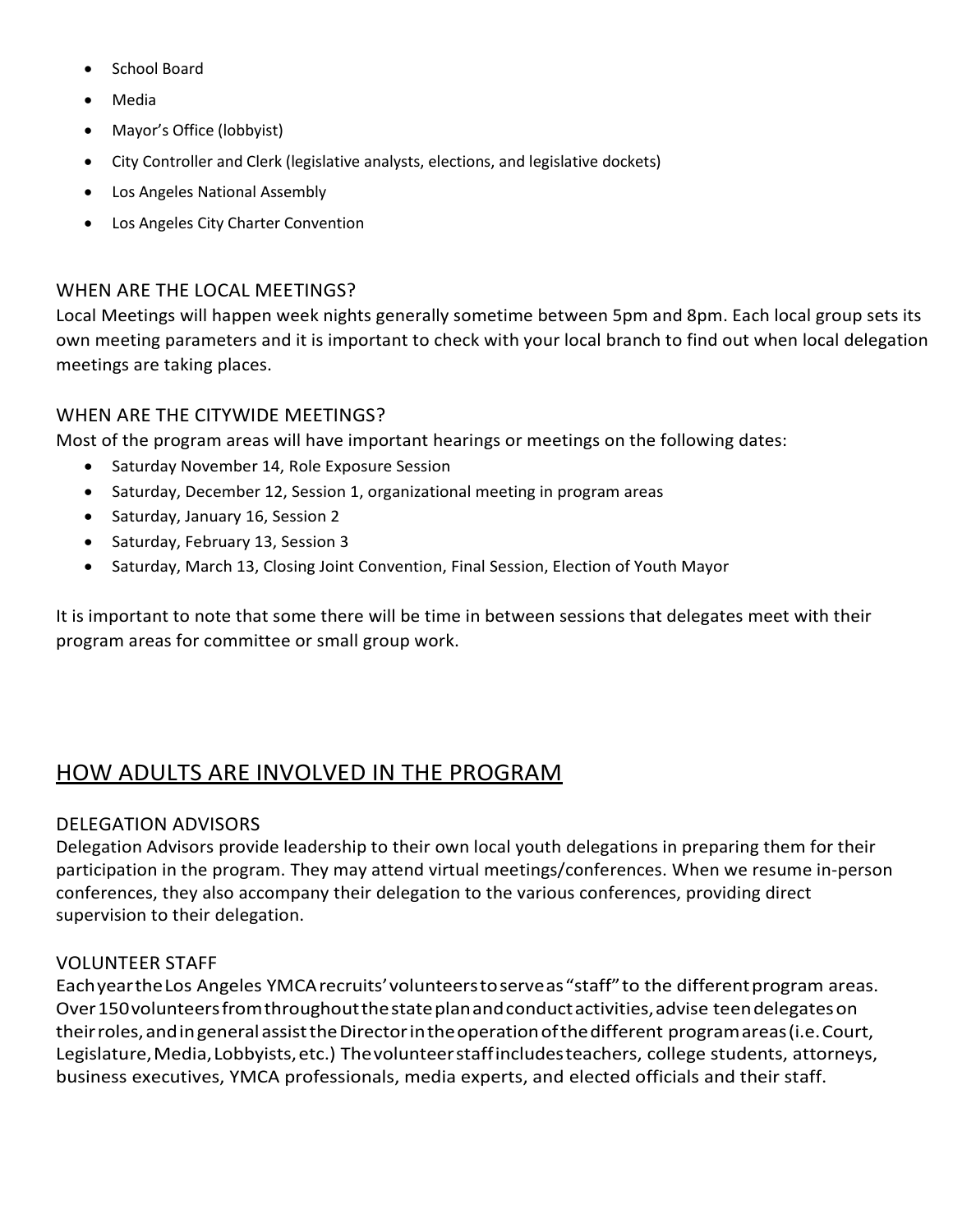- School Board
- Media
- Mayor's Office (lobbyist)
- City Controller and Clerk (legislative analysts, elections, and legislative dockets)
- Los Angeles National Assembly
- Los Angeles City Charter Convention

### WHEN ARE THE LOCAL MEETINGS?

Local Meetings will happen week nights generally sometime between 5pm and 8pm. Each local group sets its own meeting parameters and it is important to check with your local branch to find out when local delegation meetings are taking places.

### WHEN ARE THE CITYWIDE MEETINGS?

Most of the program areas will have important hearings or meetings on the following dates:

- Saturday November 14, Role Exposure Session
- Saturday, December 12, Session 1, organizational meeting in program areas
- Saturday, January 16, Session 2
- Saturday, February 13, Session 3
- Saturday, March 13, Closing Joint Convention, Final Session, Election of Youth Mayor

It is important to note that some there will be time in between sessions that delegates meet with their program areas for committee or small group work.

## HOW ADULTS ARE INVOLVED IN THE PROGRAM

### DELEGATION ADVISORS

Delegation Advisors provide leadership to their own local youth delegations in preparing them for their participation in the program. They may attend virtual meetings/conferences. When we resume in-person conferences, they also accompany their delegation to the various conferences, providing direct supervision to their delegation.

### VOLUNTEER STAFF

Each year the Los Angeles YMCA recruits' volunteers to serve as "staff" to the different program areas. Over 150 volunteers from throughout the state plan and conduct activities, advise teen delegates on their roles, and in general assist the Director in the operation of the different program areas (i.e. Court, Legislature, Media, Lobbyists, etc.) The volunteer staff includes teachers, college students, attorneys, business executives, YMCA professionals, media experts, and elected officials and their staff.